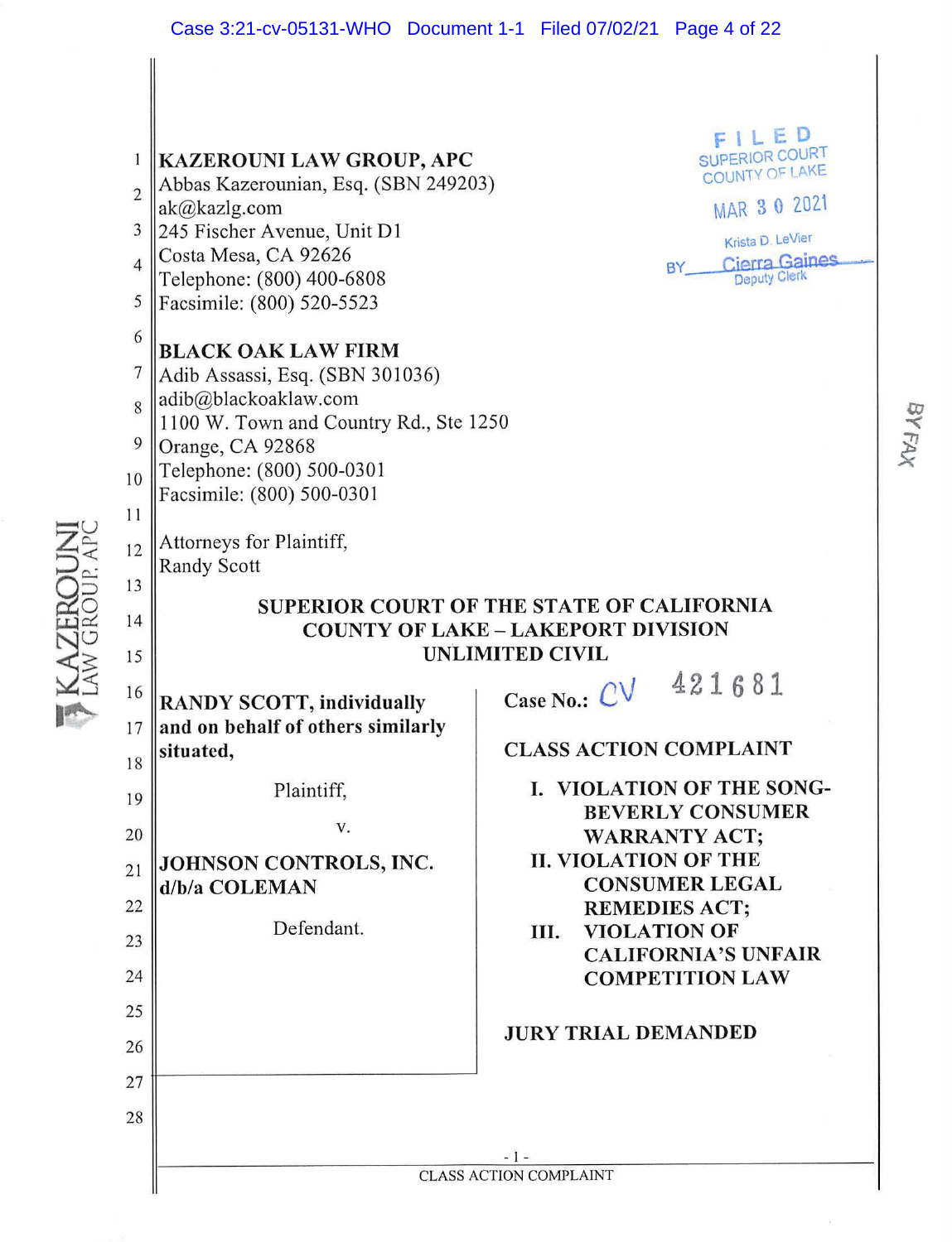**KAZEROUNI LAW GROUP, APC**
Abbas Kazerounian, Esq. (SBN 249203)
ak@kazlg.com
245 Fischer Avenue, Unit D1
Costa Mesa, CA 92626
Telephone: (800) 400-6808
Facsimile: (800) 520-5523

**BLACK OAK LAW FIRM**
Adib Assassi, Esq. (SBN 301036)
adib@blackoaklaw.com
1100 W. Town and Country Rd., Ste 1250
Orange, CA 92868
Telephone: (800) 500-0301
Facsimile: (800) 500-0301

Attorneys for Plaintiff,
Randy Scott

FILED
SUPERIOR COURT
COUNTY OF LAKE
MAR 30 2021
Krista D. LeVier
BY Cierra Gaines
Deputy Clerk

BY FAX

**SUPERIOR COURT OF THE STATE OF CALIFORNIA**
**COUNTY OF LAKE – LAKEPORT DIVISION**
**UNLIMITED CIVIL**

**RANDY SCOTT, individually and on behalf of others similarly situated,**

Plaintiff,

v.

**JOHNSON CONTROLS, INC. d/b/a COLEMAN**

Defendant.

Case No.: CV 421681

**CLASS ACTION COMPLAINT**

**I. VIOLATION OF THE SONG-BEVERLY CONSUMER WARRANTY ACT;**
**II. VIOLATION OF THE CONSUMER LEGAL REMEDIES ACT;**
**III. VIOLATION OF CALIFORNIA'S UNFAIR COMPETITION LAW**

**JURY TRIAL DEMANDED**

CLASS ACTION COMPLAINT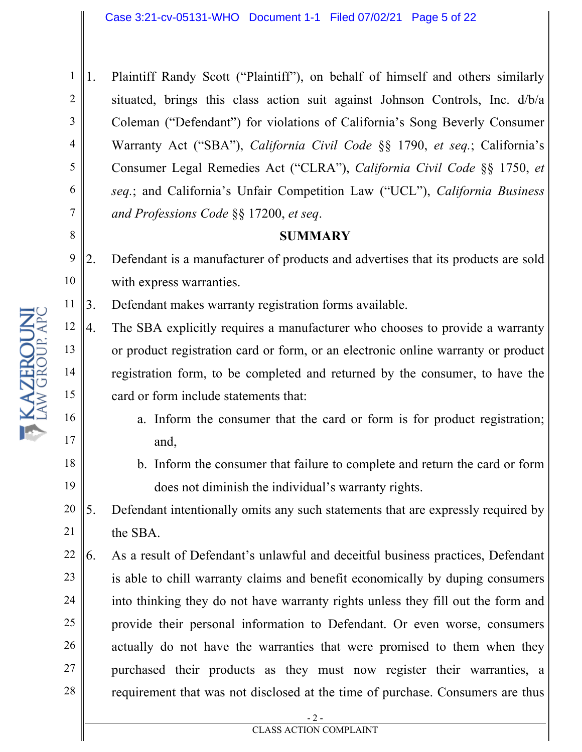1. Plaintiff Randy Scott ("Plaintiff"), on behalf of himself and others similarly situated, brings this class action suit against Johnson Controls, Inc. d/b/a Coleman ("Defendant") for violations of California's Song Beverly Consumer Warranty Act ("SBA"), *California Civil Code* §§ 1790, *et seq.*; California's Consumer Legal Remedies Act ("CLRA"), *California Civil Code* §§ 1750, *et seq.*; and California's Unfair Competition Law ("UCL"), *California Business and Professions Code* §§ 17200, *et seq*.

**SUMMARY**

2. Defendant is a manufacturer of products and advertises that its products are sold with express warranties.
3. Defendant makes warranty registration forms available.
4. The SBA explicitly requires a manufacturer who chooses to provide a warranty or product registration card or form, or an electronic online warranty or product registration form, to be completed and returned by the consumer, to have the card or form include statements that:
   a. Inform the consumer that the card or form is for product registration; and,
   b. Inform the consumer that failure to complete and return the card or form does not diminish the individual's warranty rights.
5. Defendant intentionally omits any such statements that are expressly required by the SBA.
6. As a result of Defendant's unlawful and deceitful business practices, Defendant is able to chill warranty claims and benefit economically by duping consumers into thinking they do not have warranty rights unless they fill out the form and provide their personal information to Defendant. Or even worse, consumers actually do not have the warranties that were promised to them when they purchased their products as they must now register their warranties, a requirement that was not disclosed at the time of purchase. Consumers are thus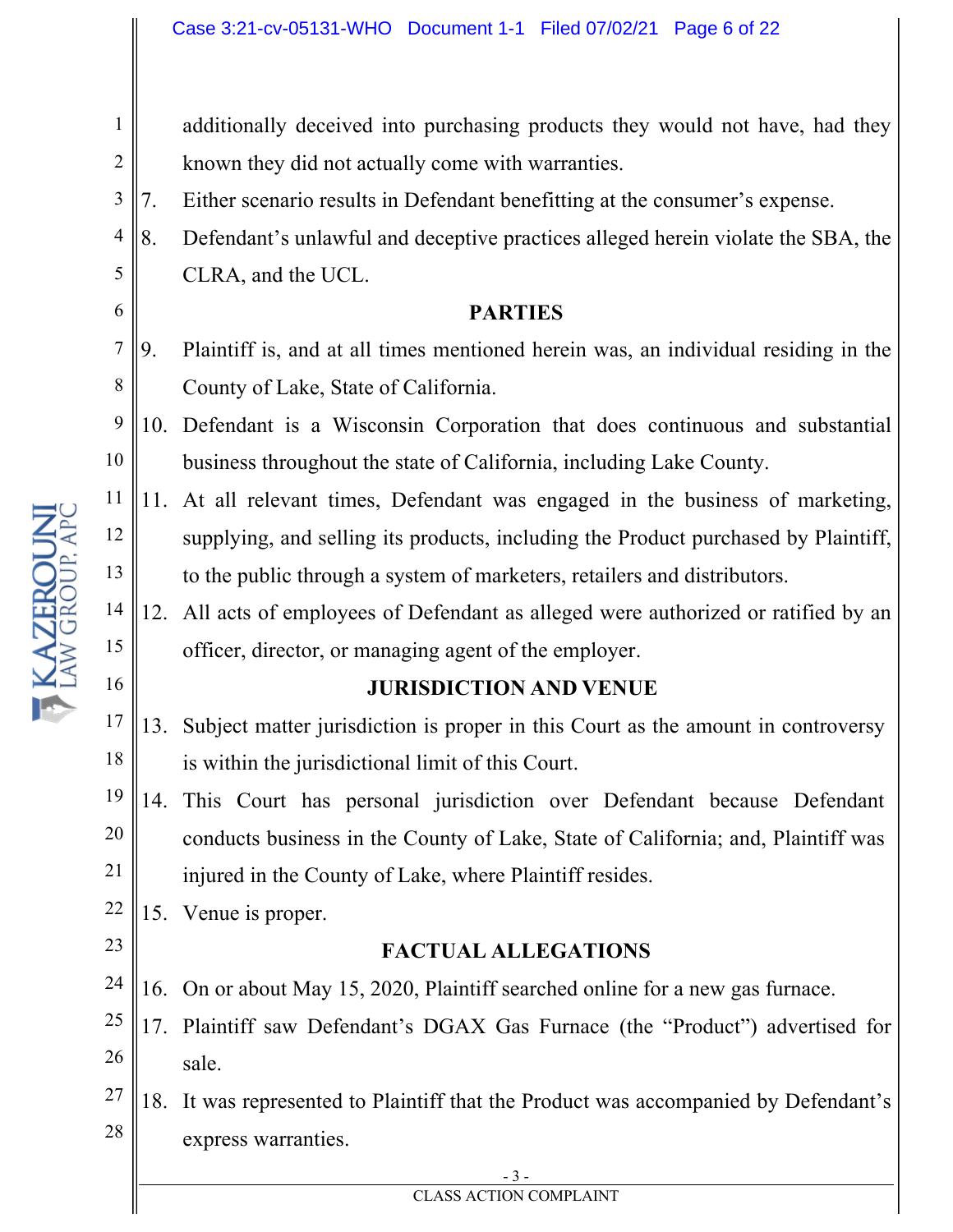additionally deceived into purchasing products they would not have, had they known they did not actually come with warranties.

7. Either scenario results in Defendant benefitting at the consumer's expense.
8. Defendant's unlawful and deceptive practices alleged herein violate the SBA, the CLRA, and the UCL.

## PARTIES

9. Plaintiff is, and at all times mentioned herein was, an individual residing in the County of Lake, State of California.
10. Defendant is a Wisconsin Corporation that does continuous and substantial business throughout the state of California, including Lake County.
11. At all relevant times, Defendant was engaged in the business of marketing, supplying, and selling its products, including the Product purchased by Plaintiff, to the public through a system of marketers, retailers and distributors.
12. All acts of employees of Defendant as alleged were authorized or ratified by an officer, director, or managing agent of the employer.

## JURISDICTION AND VENUE

13. Subject matter jurisdiction is proper in this Court as the amount in controversy is within the jurisdictional limit of this Court.
14. This Court has personal jurisdiction over Defendant because Defendant conducts business in the County of Lake, State of California; and, Plaintiff was injured in the County of Lake, where Plaintiff resides.
15. Venue is proper.

## FACTUAL ALLEGATIONS

16. On or about May 15, 2020, Plaintiff searched online for a new gas furnace.
17. Plaintiff saw Defendant's DGAX Gas Furnace (the "Product") advertised for sale.
18. It was represented to Plaintiff that the Product was accompanied by Defendant's express warranties.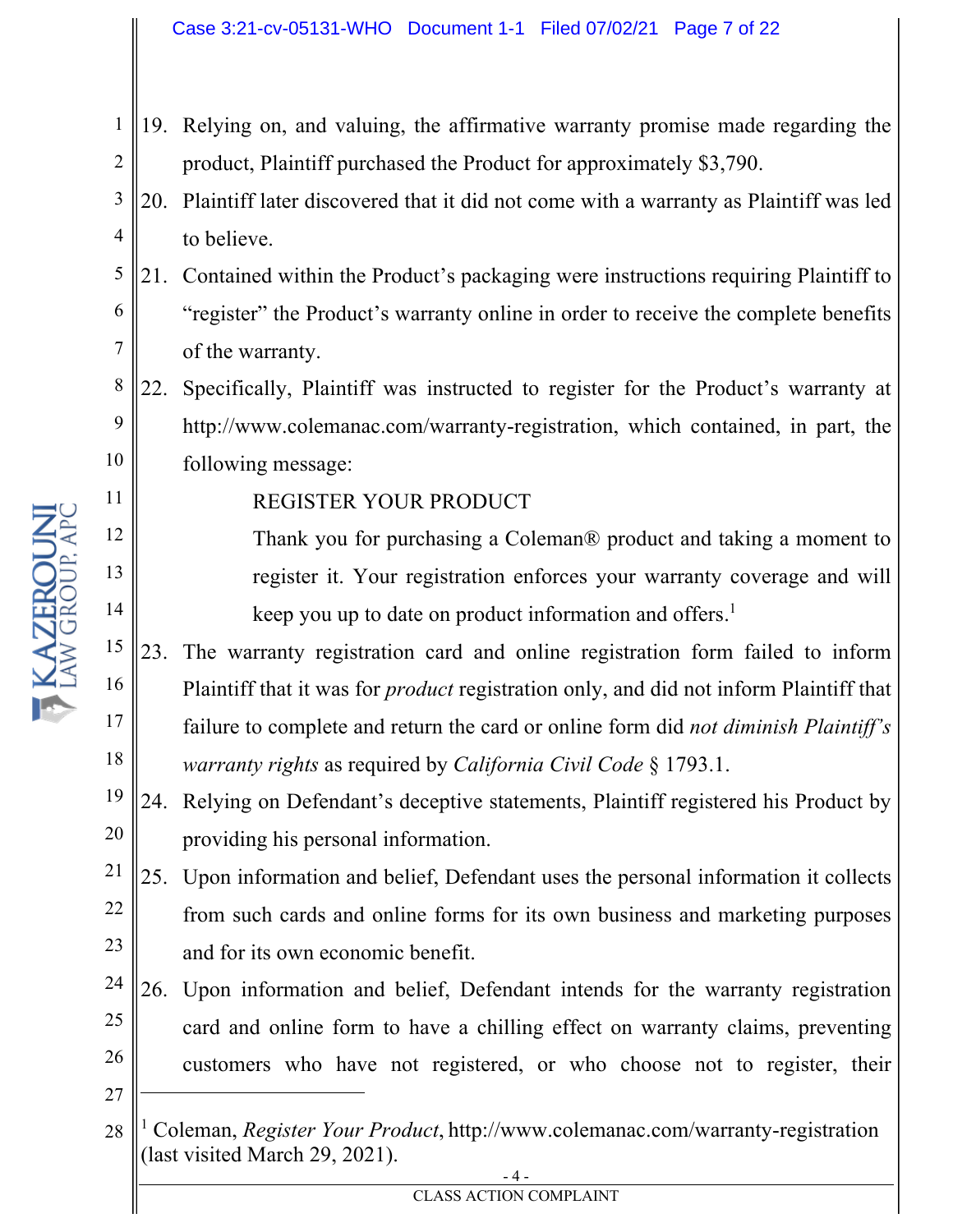19. Relying on, and valuing, the affirmative warranty promise made regarding the product, Plaintiff purchased the Product for approximately $3,790.
20. Plaintiff later discovered that it did not come with a warranty as Plaintiff was led to believe.
21. Contained within the Product's packaging were instructions requiring Plaintiff to "register" the Product's warranty online in order to receive the complete benefits of the warranty.
22. Specifically, Plaintiff was instructed to register for the Product's warranty at http://www.colemanac.com/warranty-registration, which contained, in part, the following message:

    > REGISTER YOUR PRODUCT
    >
    > Thank you for purchasing a Coleman® product and taking a moment to register it. Your registration enforces your warranty coverage and will keep you up to date on product information and offers.[1]

23. The warranty registration card and online registration form failed to inform Plaintiff that it was for *product* registration only, and did not inform Plaintiff that failure to complete and return the card or online form did *not diminish Plaintiff's warranty rights* as required by *California Civil Code* § 1793.1.
24. Relying on Defendant's deceptive statements, Plaintiff registered his Product by providing his personal information.
25. Upon information and belief, Defendant uses the personal information it collects from such cards and online forms for its own business and marketing purposes and for its own economic benefit.
26. Upon information and belief, Defendant intends for the warranty registration card and online form to have a chilling effect on warranty claims, preventing customers who have not registered, or who choose not to register, their

---

[1] Coleman, *Register Your Product*, http://www.colemanac.com/warranty-registration (last visited March 29, 2021).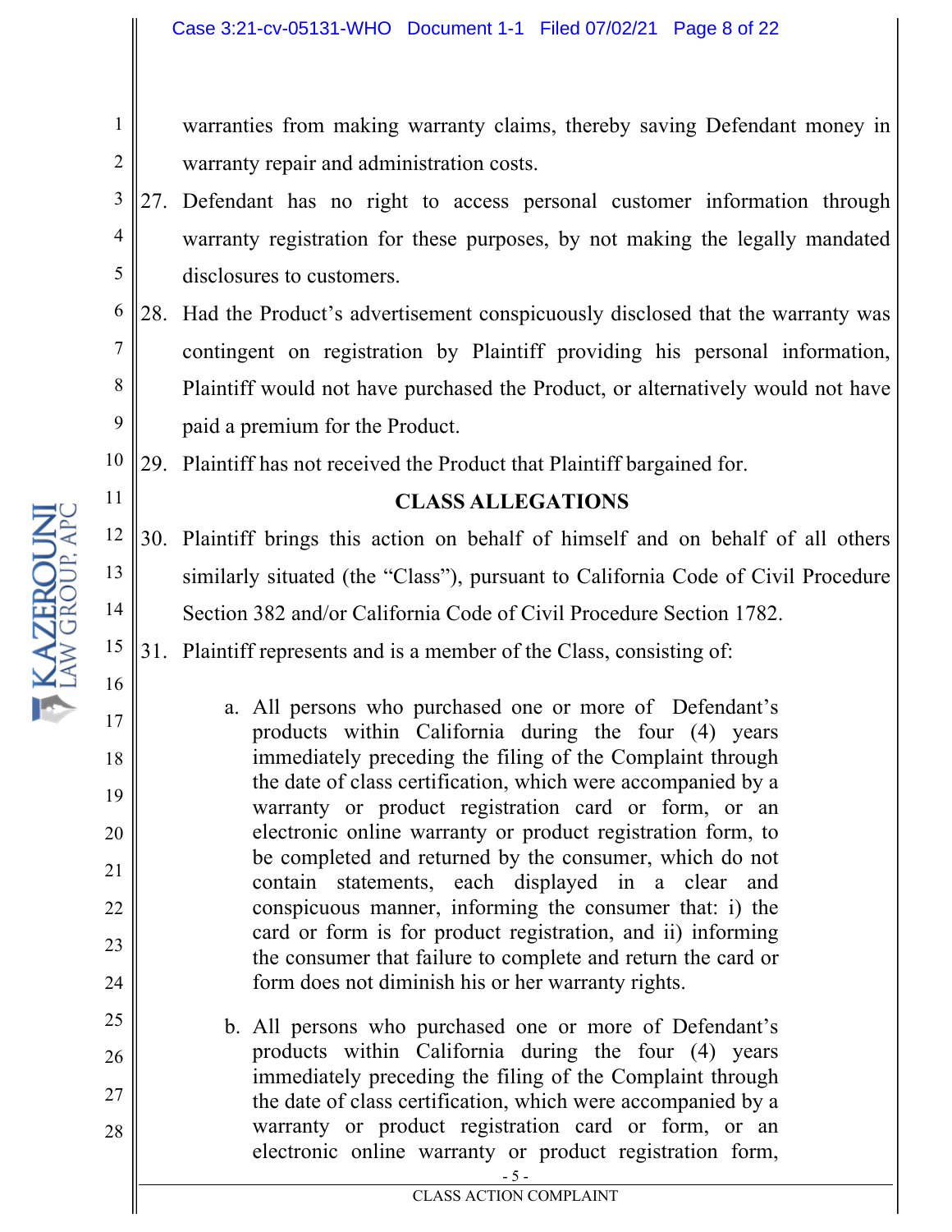warranties from making warranty claims, thereby saving Defendant money in warranty repair and administration costs.

27. Defendant has no right to access personal customer information through warranty registration for these purposes, by not making the legally mandated disclosures to customers.

28. Had the Product's advertisement conspicuously disclosed that the warranty was contingent on registration by Plaintiff providing his personal information, Plaintiff would not have purchased the Product, or alternatively would not have paid a premium for the Product.

29. Plaintiff has not received the Product that Plaintiff bargained for.

**CLASS ALLEGATIONS**

30. Plaintiff brings this action on behalf of himself and on behalf of all others similarly situated (the "Class"), pursuant to California Code of Civil Procedure Section 382 and/or California Code of Civil Procedure Section 1782.

31. Plaintiff represents and is a member of the Class, consisting of:

    a. All persons who purchased one or more of Defendant's products within California during the four (4) years immediately preceding the filing of the Complaint through the date of class certification, which were accompanied by a warranty or product registration card or form, or an electronic online warranty or product registration form, to be completed and returned by the consumer, which do not contain statements, each displayed in a clear and conspicuous manner, informing the consumer that: i) the card or form is for product registration, and ii) informing the consumer that failure to complete and return the card or form does not diminish his or her warranty rights.

    b. All persons who purchased one or more of Defendant's products within California during the four (4) years immediately preceding the filing of the Complaint through the date of class certification, which were accompanied by a warranty or product registration card or form, or an electronic online warranty or product registration form,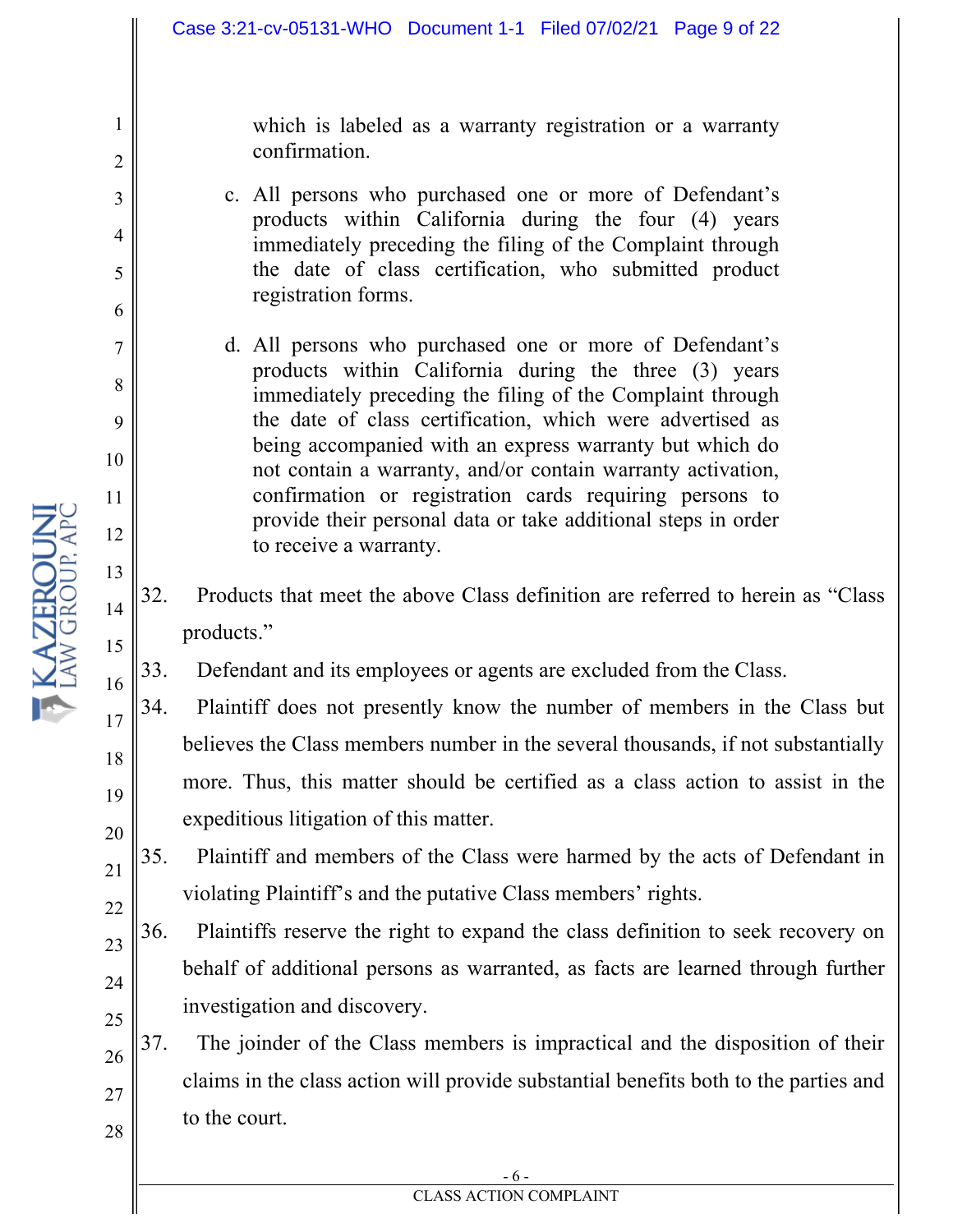which is labeled as a warranty registration or a warranty confirmation.

c. All persons who purchased one or more of Defendant's products within California during the four (4) years immediately preceding the filing of the Complaint through the date of class certification, who submitted product registration forms.

d. All persons who purchased one or more of Defendant's products within California during the three (3) years immediately preceding the filing of the Complaint through the date of class certification, which were advertised as being accompanied with an express warranty but which do not contain a warranty, and/or contain warranty activation, confirmation or registration cards requiring persons to provide their personal data or take additional steps in order to receive a warranty.

32. Products that meet the above Class definition are referred to herein as "Class products."

33. Defendant and its employees or agents are excluded from the Class.

34. Plaintiff does not presently know the number of members in the Class but believes the Class members number in the several thousands, if not substantially more. Thus, this matter should be certified as a class action to assist in the expeditious litigation of this matter.

35. Plaintiff and members of the Class were harmed by the acts of Defendant in violating Plaintiff's and the putative Class members' rights.

36. Plaintiffs reserve the right to expand the class definition to seek recovery on behalf of additional persons as warranted, as facts are learned through further investigation and discovery.

37. The joinder of the Class members is impractical and the disposition of their claims in the class action will provide substantial benefits both to the parties and to the court.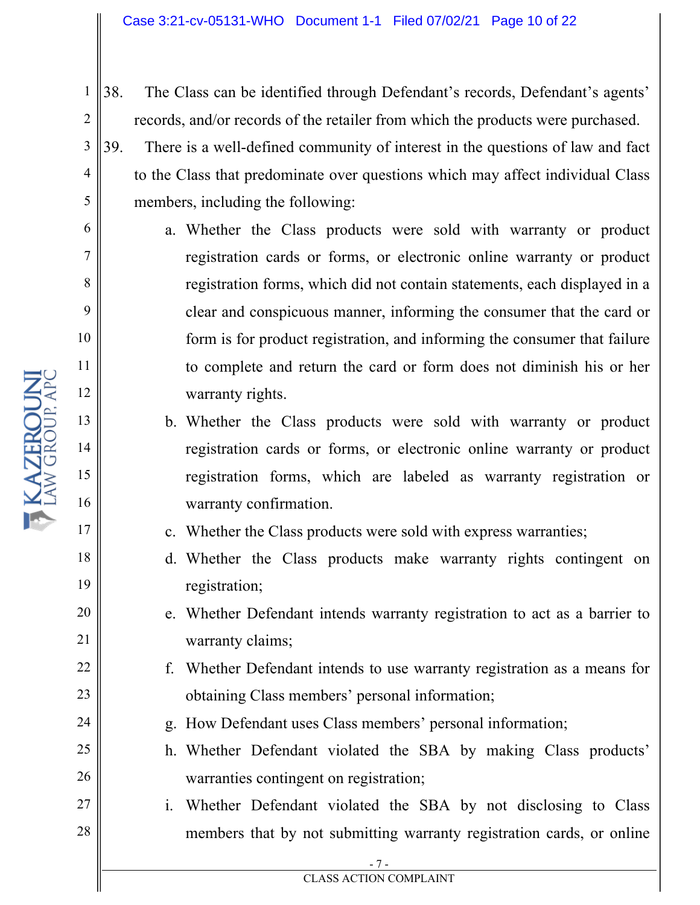38. The Class can be identified through Defendant's records, Defendant's agents' records, and/or records of the retailer from which the products were purchased.

39. There is a well-defined community of interest in the questions of law and fact to the Class that predominate over questions which may affect individual Class members, including the following:

   a. Whether the Class products were sold with warranty or product registration cards or forms, or electronic online warranty or product registration forms, which did not contain statements, each displayed in a clear and conspicuous manner, informing the consumer that the card or form is for product registration, and informing the consumer that failure to complete and return the card or form does not diminish his or her warranty rights.

   b. Whether the Class products were sold with warranty or product registration cards or forms, or electronic online warranty or product registration forms, which are labeled as warranty registration or warranty confirmation.

   c. Whether the Class products were sold with express warranties;

   d. Whether the Class products make warranty rights contingent on registration;

   e. Whether Defendant intends warranty registration to act as a barrier to warranty claims;

   f. Whether Defendant intends to use warranty registration as a means for obtaining Class members' personal information;

   g. How Defendant uses Class members' personal information;

   h. Whether Defendant violated the SBA by making Class products' warranties contingent on registration;

   i. Whether Defendant violated the SBA by not disclosing to Class members that by not submitting warranty registration cards, or online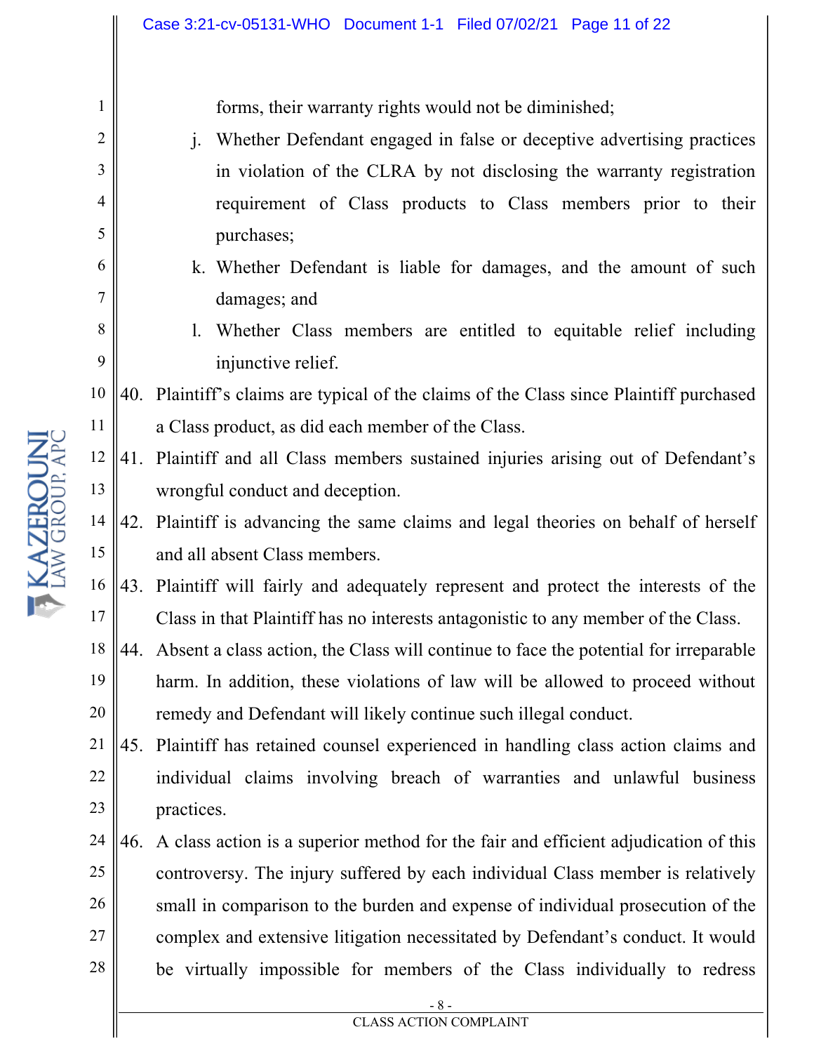forms, their warranty rights would not be diminished;

j. Whether Defendant engaged in false or deceptive advertising practices in violation of the CLRA by not disclosing the warranty registration requirement of Class products to Class members prior to their purchases;

k. Whether Defendant is liable for damages, and the amount of such damages; and

l. Whether Class members are entitled to equitable relief including injunctive relief.

40. Plaintiff's claims are typical of the claims of the Class since Plaintiff purchased a Class product, as did each member of the Class.

41. Plaintiff and all Class members sustained injuries arising out of Defendant's wrongful conduct and deception.

42. Plaintiff is advancing the same claims and legal theories on behalf of herself and all absent Class members.

43. Plaintiff will fairly and adequately represent and protect the interests of the Class in that Plaintiff has no interests antagonistic to any member of the Class.

44. Absent a class action, the Class will continue to face the potential for irreparable harm. In addition, these violations of law will be allowed to proceed without remedy and Defendant will likely continue such illegal conduct.

45. Plaintiff has retained counsel experienced in handling class action claims and individual claims involving breach of warranties and unlawful business practices.

46. A class action is a superior method for the fair and efficient adjudication of this controversy. The injury suffered by each individual Class member is relatively small in comparison to the burden and expense of individual prosecution of the complex and extensive litigation necessitated by Defendant's conduct. It would be virtually impossible for members of the Class individually to redress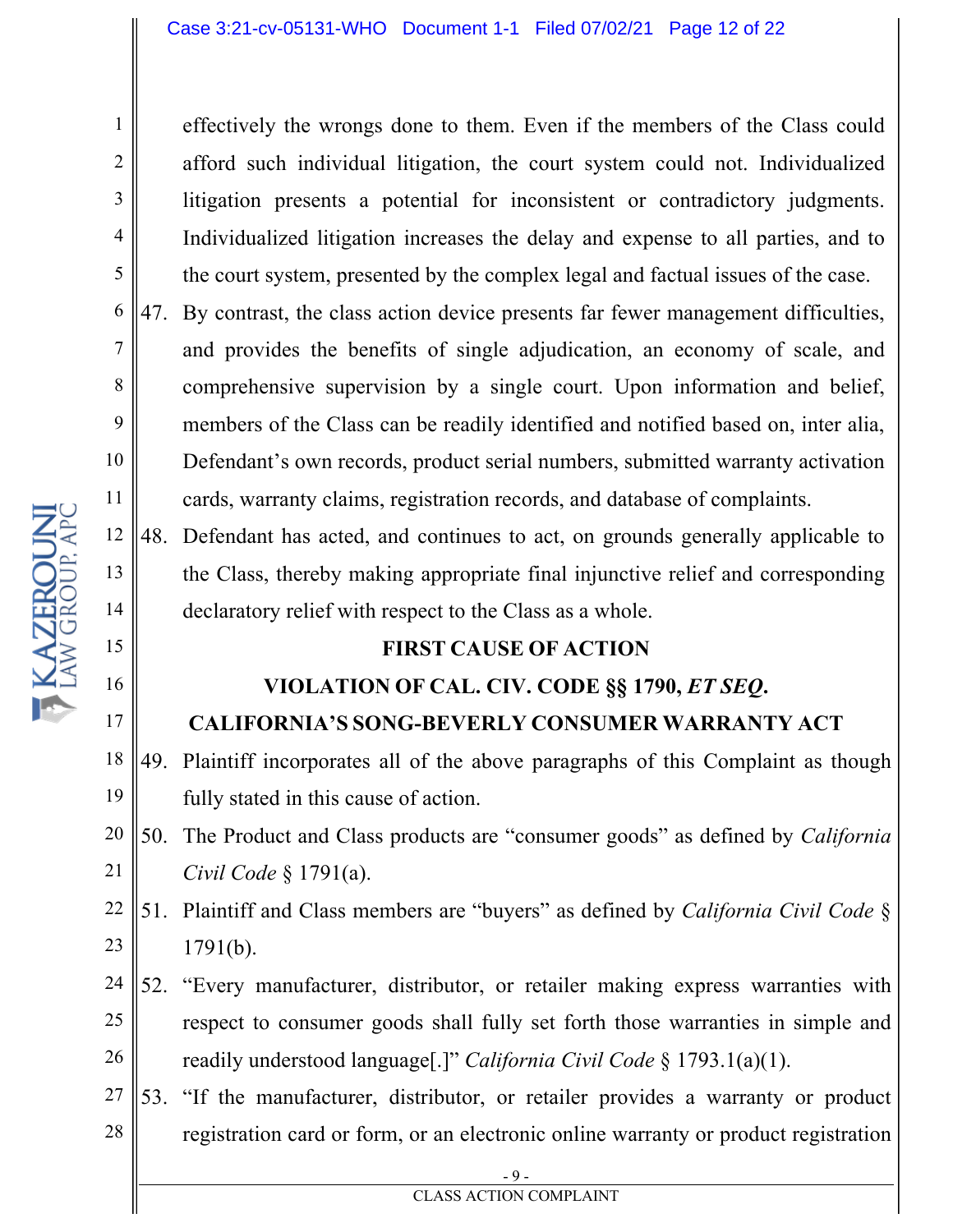effectively the wrongs done to them. Even if the members of the Class could afford such individual litigation, the court system could not. Individualized litigation presents a potential for inconsistent or contradictory judgments. Individualized litigation increases the delay and expense to all parties, and to the court system, presented by the complex legal and factual issues of the case.

47. By contrast, the class action device presents far fewer management difficulties, and provides the benefits of single adjudication, an economy of scale, and comprehensive supervision by a single court. Upon information and belief, members of the Class can be readily identified and notified based on, inter alia, Defendant's own records, product serial numbers, submitted warranty activation cards, warranty claims, registration records, and database of complaints.

48. Defendant has acted, and continues to act, on grounds generally applicable to the Class, thereby making appropriate final injunctive relief and corresponding declaratory relief with respect to the Class as a whole.

## FIRST CAUSE OF ACTION

## VIOLATION OF CAL. CIV. CODE §§ 1790, *ET SEQ*.

## CALIFORNIA'S SONG-BEVERLY CONSUMER WARRANTY ACT

49. Plaintiff incorporates all of the above paragraphs of this Complaint as though fully stated in this cause of action.

50. The Product and Class products are "consumer goods" as defined by *California Civil Code* § 1791(a).

51. Plaintiff and Class members are "buyers" as defined by *California Civil Code* § 1791(b).

52. "Every manufacturer, distributor, or retailer making express warranties with respect to consumer goods shall fully set forth those warranties in simple and readily understood language[.]" *California Civil Code* § 1793.1(a)(1).

53. "If the manufacturer, distributor, or retailer provides a warranty or product registration card or form, or an electronic online warranty or product registration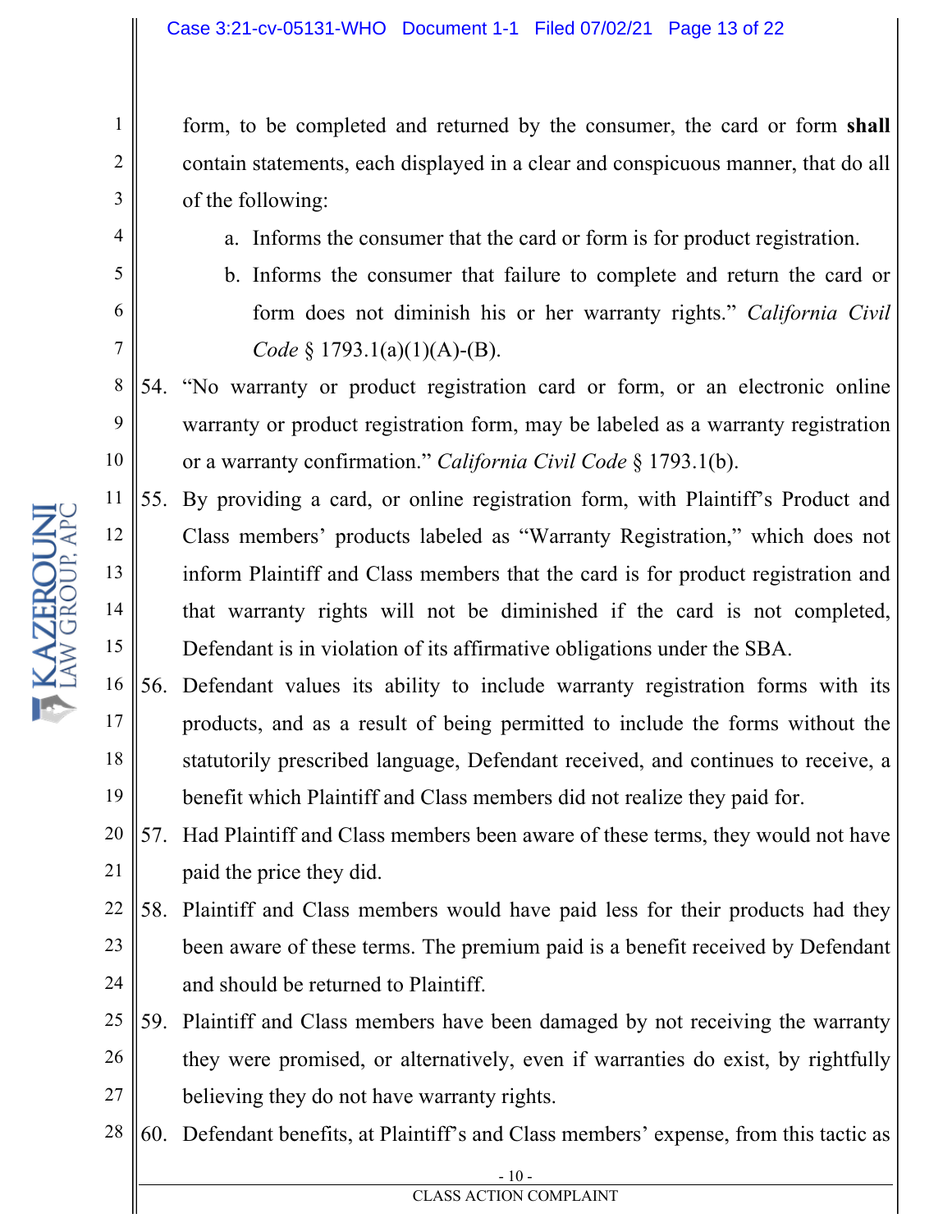form, to be completed and returned by the consumer, the card or form **shall** contain statements, each displayed in a clear and conspicuous manner, that do all of the following:

a. Informs the consumer that the card or form is for product registration.

b. Informs the consumer that failure to complete and return the card or form does not diminish his or her warranty rights." *California Civil Code* § 1793.1(a)(1)(A)-(B).

54. "No warranty or product registration card or form, or an electronic online warranty or product registration form, may be labeled as a warranty registration or a warranty confirmation." *California Civil Code* § 1793.1(b).

55. By providing a card, or online registration form, with Plaintiff's Product and Class members' products labeled as "Warranty Registration," which does not inform Plaintiff and Class members that the card is for product registration and that warranty rights will not be diminished if the card is not completed, Defendant is in violation of its affirmative obligations under the SBA.

56. Defendant values its ability to include warranty registration forms with its products, and as a result of being permitted to include the forms without the statutorily prescribed language, Defendant received, and continues to receive, a benefit which Plaintiff and Class members did not realize they paid for.

57. Had Plaintiff and Class members been aware of these terms, they would not have paid the price they did.

58. Plaintiff and Class members would have paid less for their products had they been aware of these terms. The premium paid is a benefit received by Defendant and should be returned to Plaintiff.

59. Plaintiff and Class members have been damaged by not receiving the warranty they were promised, or alternatively, even if warranties do exist, by rightfully believing they do not have warranty rights.

60. Defendant benefits, at Plaintiff's and Class members' expense, from this tactic as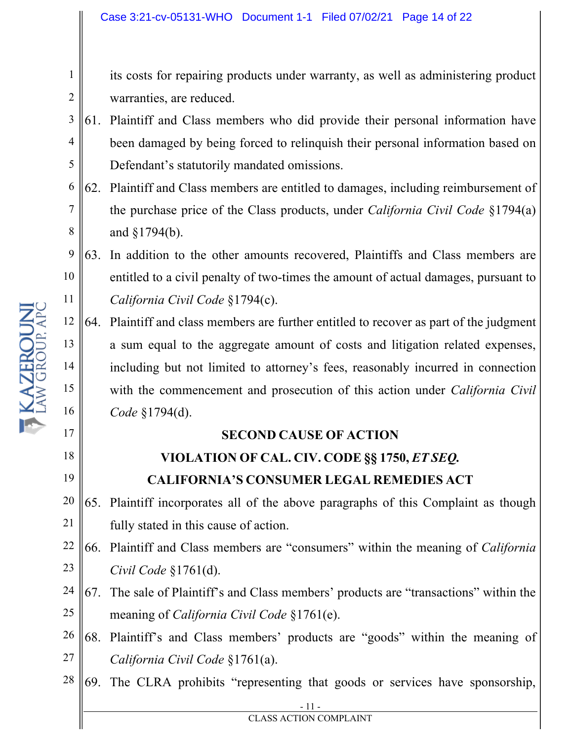its costs for repairing products under warranty, as well as administering product warranties, are reduced.

61. Plaintiff and Class members who did provide their personal information have been damaged by being forced to relinquish their personal information based on Defendant's statutorily mandated omissions.

62. Plaintiff and Class members are entitled to damages, including reimbursement of the purchase price of the Class products, under *California Civil Code* §1794(a) and §1794(b).

63. In addition to the other amounts recovered, Plaintiffs and Class members are entitled to a civil penalty of two-times the amount of actual damages, pursuant to *California Civil Code* §1794(c).

64. Plaintiff and class members are further entitled to recover as part of the judgment a sum equal to the aggregate amount of costs and litigation related expenses, including but not limited to attorney's fees, reasonably incurred in connection with the commencement and prosecution of this action under *California Civil Code* §1794(d).

**SECOND CAUSE OF ACTION**

**VIOLATION OF CAL. CIV. CODE §§ 1750, *ET SEQ.***

**CALIFORNIA'S CONSUMER LEGAL REMEDIES ACT**

65. Plaintiff incorporates all of the above paragraphs of this Complaint as though fully stated in this cause of action.

66. Plaintiff and Class members are "consumers" within the meaning of *California Civil Code* §1761(d).

67. The sale of Plaintiff's and Class members' products are "transactions" within the meaning of *California Civil Code* §1761(e).

68. Plaintiff's and Class members' products are "goods" within the meaning of *California Civil Code* §1761(a).

69. The CLRA prohibits "representing that goods or services have sponsorship,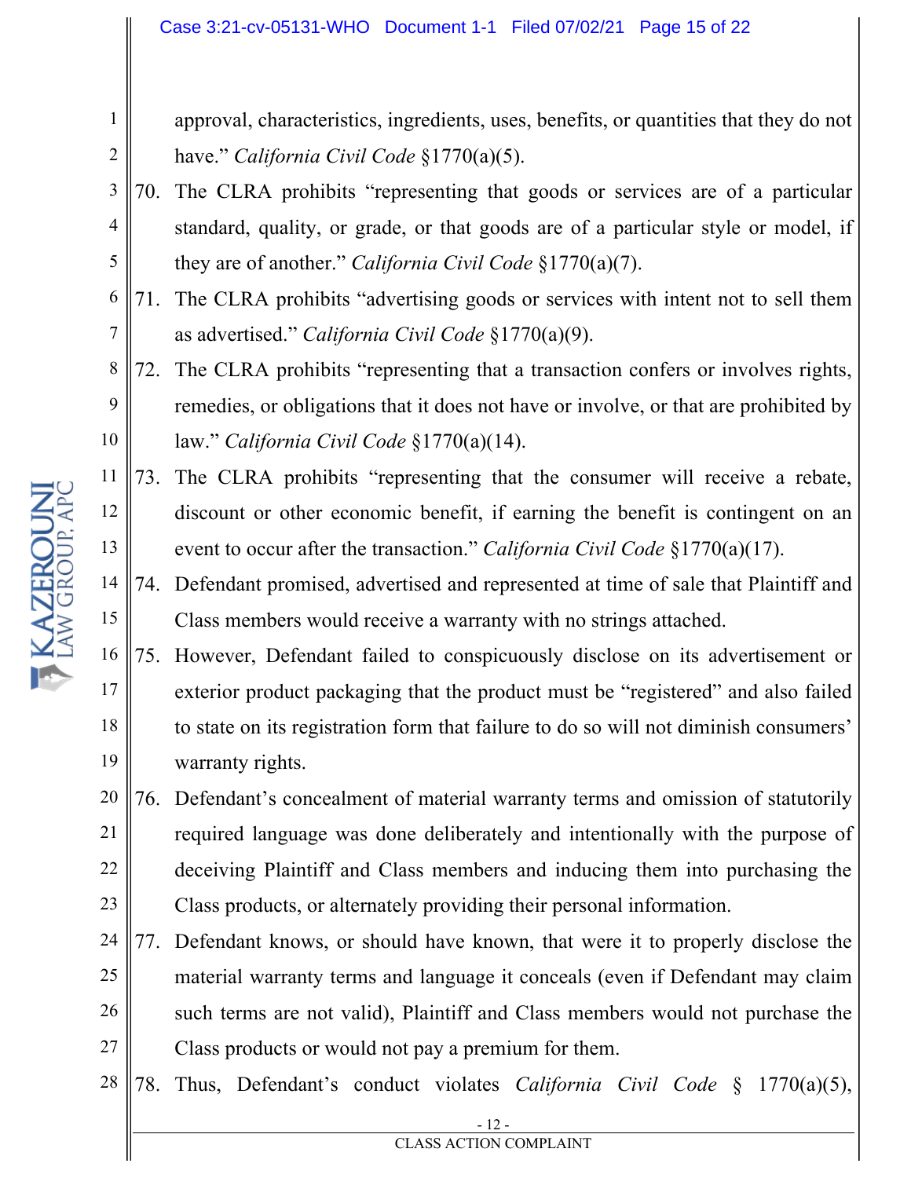approval, characteristics, ingredients, uses, benefits, or quantities that they do not have." *California Civil Code* §1770(a)(5).

70. The CLRA prohibits "representing that goods or services are of a particular standard, quality, or grade, or that goods are of a particular style or model, if they are of another." *California Civil Code* §1770(a)(7).

71. The CLRA prohibits "advertising goods or services with intent not to sell them as advertised." *California Civil Code* §1770(a)(9).

72. The CLRA prohibits "representing that a transaction confers or involves rights, remedies, or obligations that it does not have or involve, or that are prohibited by law." *California Civil Code* §1770(a)(14).

73. The CLRA prohibits "representing that the consumer will receive a rebate, discount or other economic benefit, if earning the benefit is contingent on an event to occur after the transaction." *California Civil Code* §1770(a)(17).

74. Defendant promised, advertised and represented at time of sale that Plaintiff and Class members would receive a warranty with no strings attached.

75. However, Defendant failed to conspicuously disclose on its advertisement or exterior product packaging that the product must be "registered" and also failed to state on its registration form that failure to do so will not diminish consumers' warranty rights.

76. Defendant's concealment of material warranty terms and omission of statutorily required language was done deliberately and intentionally with the purpose of deceiving Plaintiff and Class members and inducing them into purchasing the Class products, or alternately providing their personal information.

77. Defendant knows, or should have known, that were it to properly disclose the material warranty terms and language it conceals (even if Defendant may claim such terms are not valid), Plaintiff and Class members would not purchase the Class products or would not pay a premium for them.

78. Thus, Defendant's conduct violates *California Civil Code* § 1770(a)(5),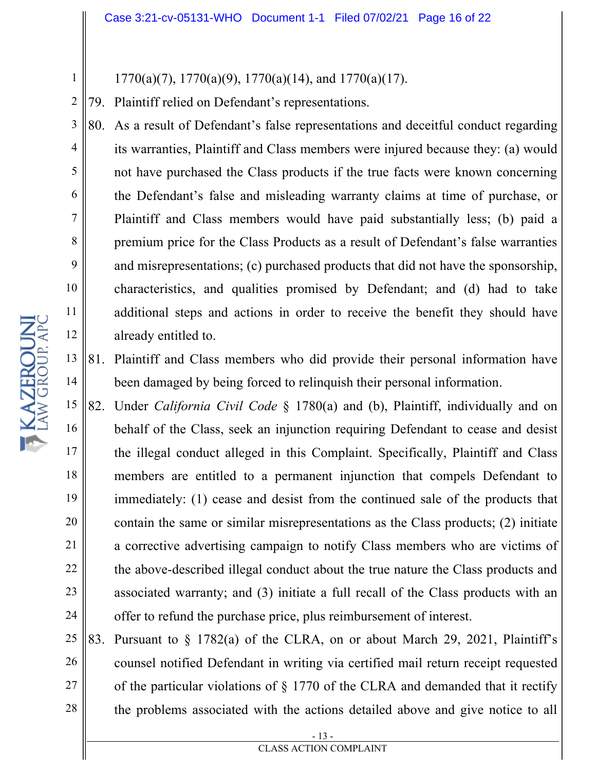1770(a)(7), 1770(a)(9), 1770(a)(14), and 1770(a)(17).

79. Plaintiff relied on Defendant's representations.

80. As a result of Defendant's false representations and deceitful conduct regarding its warranties, Plaintiff and Class members were injured because they: (a) would not have purchased the Class products if the true facts were known concerning the Defendant's false and misleading warranty claims at time of purchase, or Plaintiff and Class members would have paid substantially less; (b) paid a premium price for the Class Products as a result of Defendant's false warranties and misrepresentations; (c) purchased products that did not have the sponsorship, characteristics, and qualities promised by Defendant; and (d) had to take additional steps and actions in order to receive the benefit they should have already entitled to.

81. Plaintiff and Class members who did provide their personal information have been damaged by being forced to relinquish their personal information.

82. Under *California Civil Code* § 1780(a) and (b), Plaintiff, individually and on behalf of the Class, seek an injunction requiring Defendant to cease and desist the illegal conduct alleged in this Complaint. Specifically, Plaintiff and Class members are entitled to a permanent injunction that compels Defendant to immediately: (1) cease and desist from the continued sale of the products that contain the same or similar misrepresentations as the Class products; (2) initiate a corrective advertising campaign to notify Class members who are victims of the above-described illegal conduct about the true nature the Class products and associated warranty; and (3) initiate a full recall of the Class products with an offer to refund the purchase price, plus reimbursement of interest.

83. Pursuant to § 1782(a) of the CLRA, on or about March 29, 2021, Plaintiff's counsel notified Defendant in writing via certified mail return receipt requested of the particular violations of § 1770 of the CLRA and demanded that it rectify the problems associated with the actions detailed above and give notice to all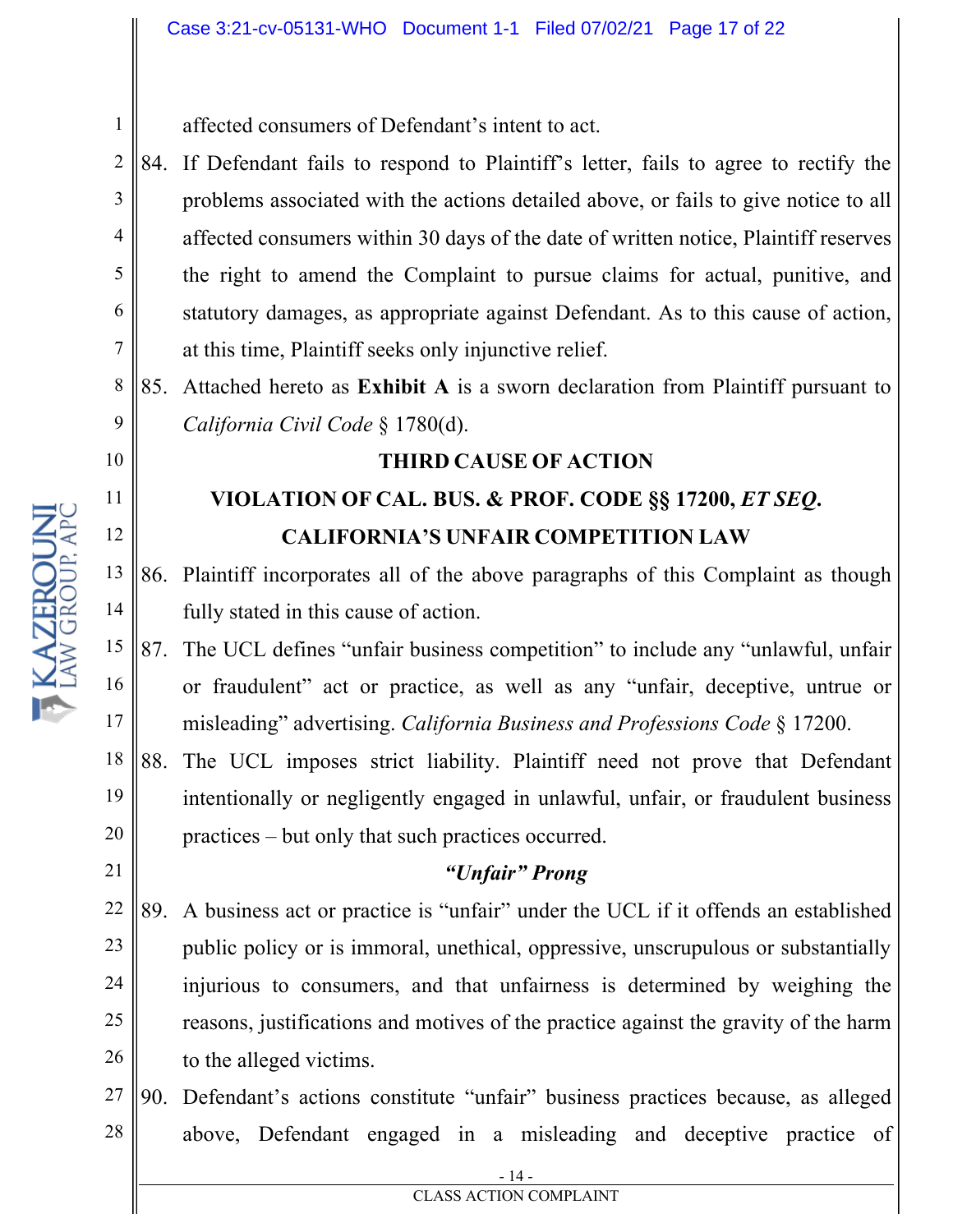affected consumers of Defendant's intent to act.

84. If Defendant fails to respond to Plaintiff's letter, fails to agree to rectify the problems associated with the actions detailed above, or fails to give notice to all affected consumers within 30 days of the date of written notice, Plaintiff reserves the right to amend the Complaint to pursue claims for actual, punitive, and statutory damages, as appropriate against Defendant. As to this cause of action, at this time, Plaintiff seeks only injunctive relief.

85. Attached hereto as **Exhibit A** is a sworn declaration from Plaintiff pursuant to *California Civil Code* § 1780(d).

## THIRD CAUSE OF ACTION
## VIOLATION OF CAL. BUS. & PROF. CODE §§ 17200, *ET SEQ.*
## CALIFORNIA'S UNFAIR COMPETITION LAW

86. Plaintiff incorporates all of the above paragraphs of this Complaint as though fully stated in this cause of action.

87. The UCL defines "unfair business competition" to include any "unlawful, unfair or fraudulent" act or practice, as well as any "unfair, deceptive, untrue or misleading" advertising. *California Business and Professions Code* § 17200.

88. The UCL imposes strict liability. Plaintiff need not prove that Defendant intentionally or negligently engaged in unlawful, unfair, or fraudulent business practices – but only that such practices occurred.

### *"Unfair" Prong*

89. A business act or practice is "unfair" under the UCL if it offends an established public policy or is immoral, unethical, oppressive, unscrupulous or substantially injurious to consumers, and that unfairness is determined by weighing the reasons, justifications and motives of the practice against the gravity of the harm to the alleged victims.

90. Defendant's actions constitute "unfair" business practices because, as alleged above, Defendant engaged in a misleading and deceptive practice of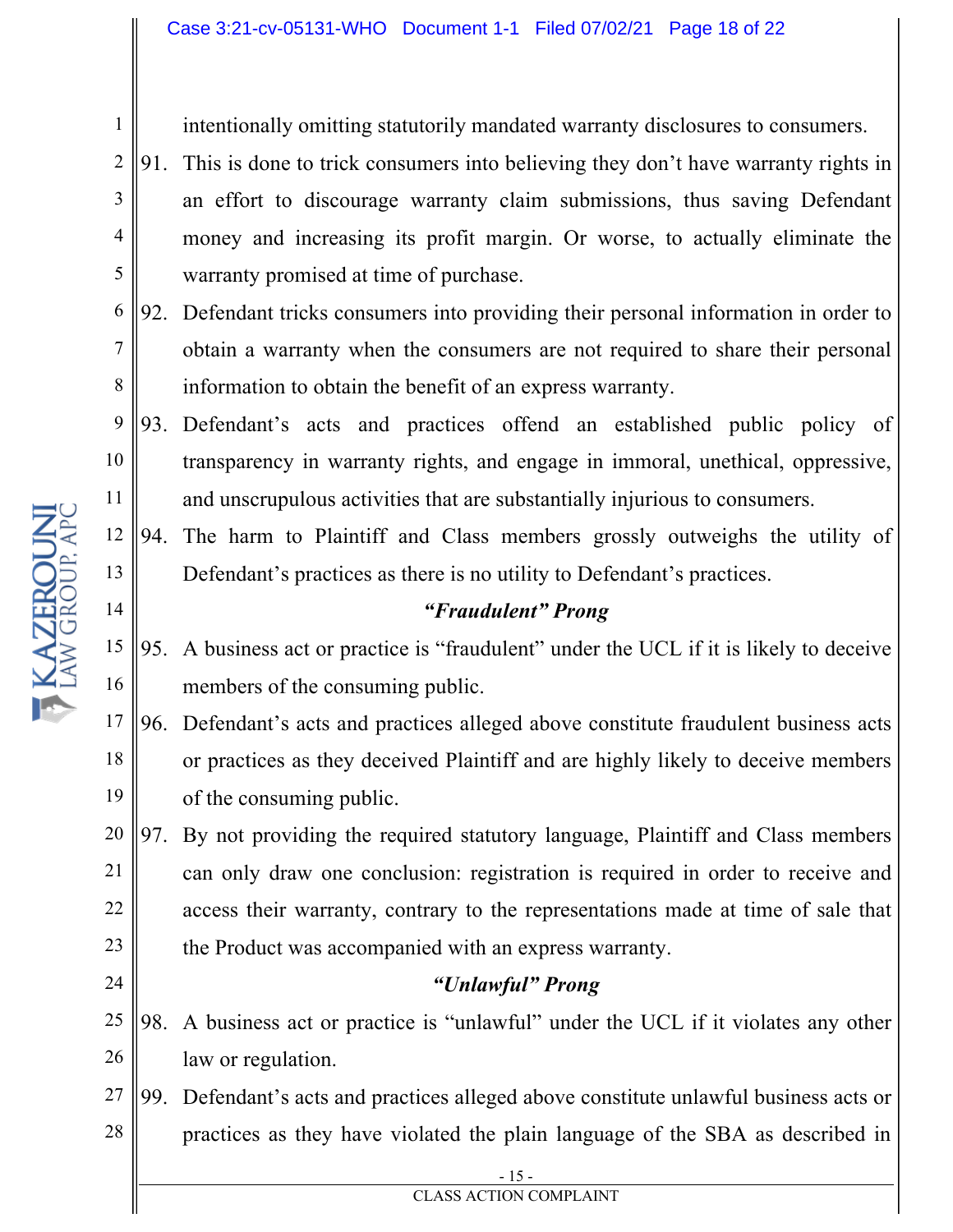intentionally omitting statutorily mandated warranty disclosures to consumers.

91. This is done to trick consumers into believing they don't have warranty rights in an effort to discourage warranty claim submissions, thus saving Defendant money and increasing its profit margin. Or worse, to actually eliminate the warranty promised at time of purchase.

92. Defendant tricks consumers into providing their personal information in order to obtain a warranty when the consumers are not required to share their personal information to obtain the benefit of an express warranty.

93. Defendant's acts and practices offend an established public policy of transparency in warranty rights, and engage in immoral, unethical, oppressive, and unscrupulous activities that are substantially injurious to consumers.

94. The harm to Plaintiff and Class members grossly outweighs the utility of Defendant's practices as there is no utility to Defendant's practices.

***"Fraudulent" Prong***

95. A business act or practice is "fraudulent" under the UCL if it is likely to deceive members of the consuming public.

96. Defendant's acts and practices alleged above constitute fraudulent business acts or practices as they deceived Plaintiff and are highly likely to deceive members of the consuming public.

97. By not providing the required statutory language, Plaintiff and Class members can only draw one conclusion: registration is required in order to receive and access their warranty, contrary to the representations made at time of sale that the Product was accompanied with an express warranty.

***"Unlawful" Prong***

98. A business act or practice is "unlawful" under the UCL if it violates any other law or regulation.

99. Defendant's acts and practices alleged above constitute unlawful business acts or practices as they have violated the plain language of the SBA as described in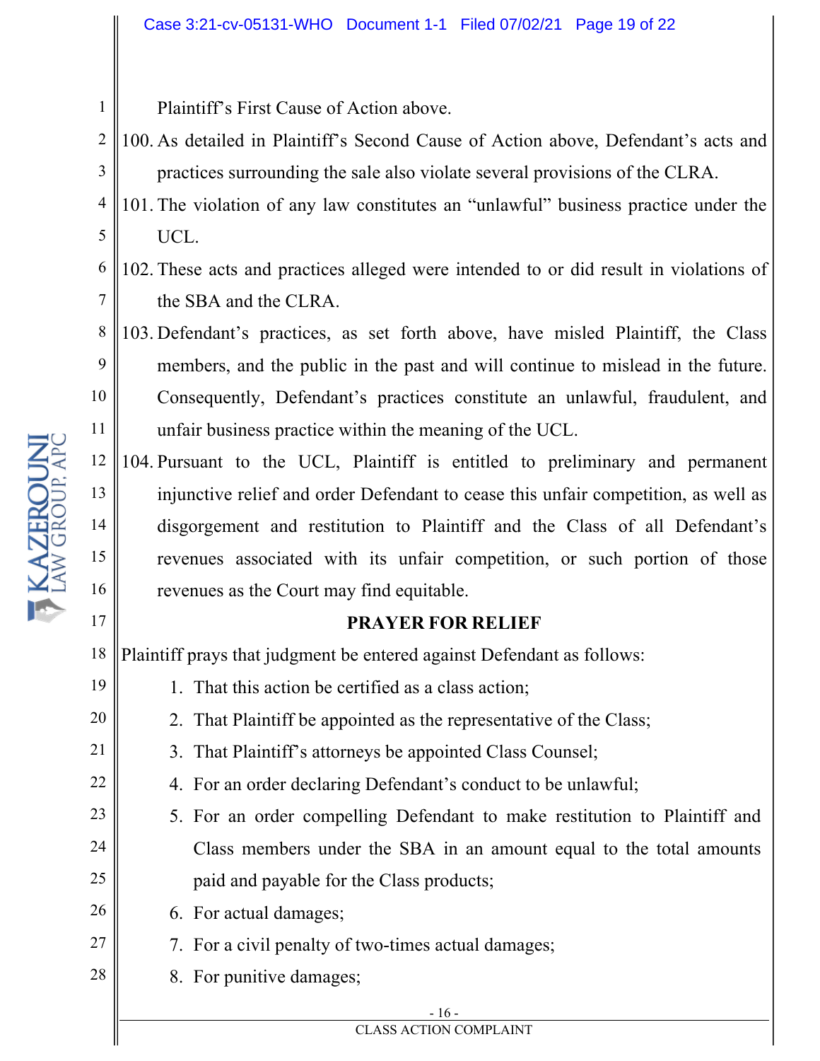Plaintiff's First Cause of Action above.

100. As detailed in Plaintiff's Second Cause of Action above, Defendant's acts and practices surrounding the sale also violate several provisions of the CLRA.

101. The violation of any law constitutes an "unlawful" business practice under the UCL.

102. These acts and practices alleged were intended to or did result in violations of the SBA and the CLRA.

103. Defendant's practices, as set forth above, have misled Plaintiff, the Class members, and the public in the past and will continue to mislead in the future. Consequently, Defendant's practices constitute an unlawful, fraudulent, and unfair business practice within the meaning of the UCL.

104. Pursuant to the UCL, Plaintiff is entitled to preliminary and permanent injunctive relief and order Defendant to cease this unfair competition, as well as disgorgement and restitution to Plaintiff and the Class of all Defendant's revenues associated with its unfair competition, or such portion of those revenues as the Court may find equitable.

## PRAYER FOR RELIEF

Plaintiff prays that judgment be entered against Defendant as follows:

1. That this action be certified as a class action;
2. That Plaintiff be appointed as the representative of the Class;
3. That Plaintiff's attorneys be appointed Class Counsel;
4. For an order declaring Defendant's conduct to be unlawful;
5. For an order compelling Defendant to make restitution to Plaintiff and Class members under the SBA in an amount equal to the total amounts paid and payable for the Class products;
6. For actual damages;
7. For a civil penalty of two-times actual damages;
8. For punitive damages;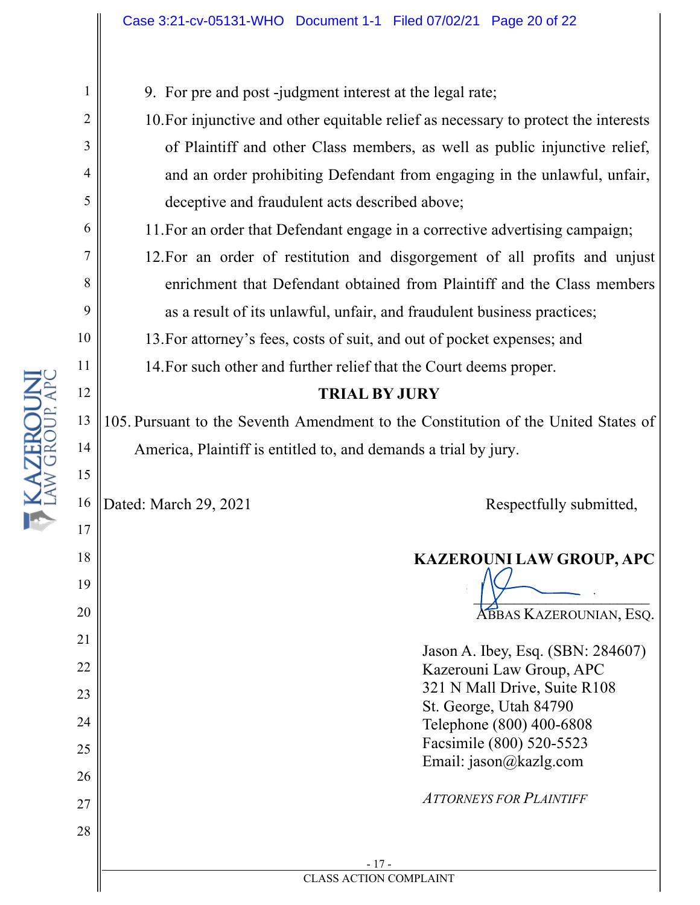9. For pre and post -judgment interest at the legal rate;
10. For injunctive and other equitable relief as necessary to protect the interests of Plaintiff and other Class members, as well as public injunctive relief, and an order prohibiting Defendant from engaging in the unlawful, unfair, deceptive and fraudulent acts described above;
11. For an order that Defendant engage in a corrective advertising campaign;
12. For an order of restitution and disgorgement of all profits and unjust enrichment that Defendant obtained from Plaintiff and the Class members as a result of its unlawful, unfair, and fraudulent business practices;
13. For attorney's fees, costs of suit, and out of pocket expenses; and
14. For such other and further relief that the Court deems proper.

**TRIAL BY JURY**

105. Pursuant to the Seventh Amendment to the Constitution of the United States of America, Plaintiff is entitled to, and demands a trial by jury.

Dated: March 29, 2021

Respectfully submitted,

**KAZEROUNI LAW GROUP, APC**

ABBAS KAZEROUNIAN, ESQ.

Jason A. Ibey, Esq. (SBN: 284607)
Kazerouni Law Group, APC
321 N Mall Drive, Suite R108
St. George, Utah 84790
Telephone (800) 400-6808
Facsimile (800) 520-5523
Email: jason@kazlg.com

*ATTORNEYS FOR PLAINTIFF*